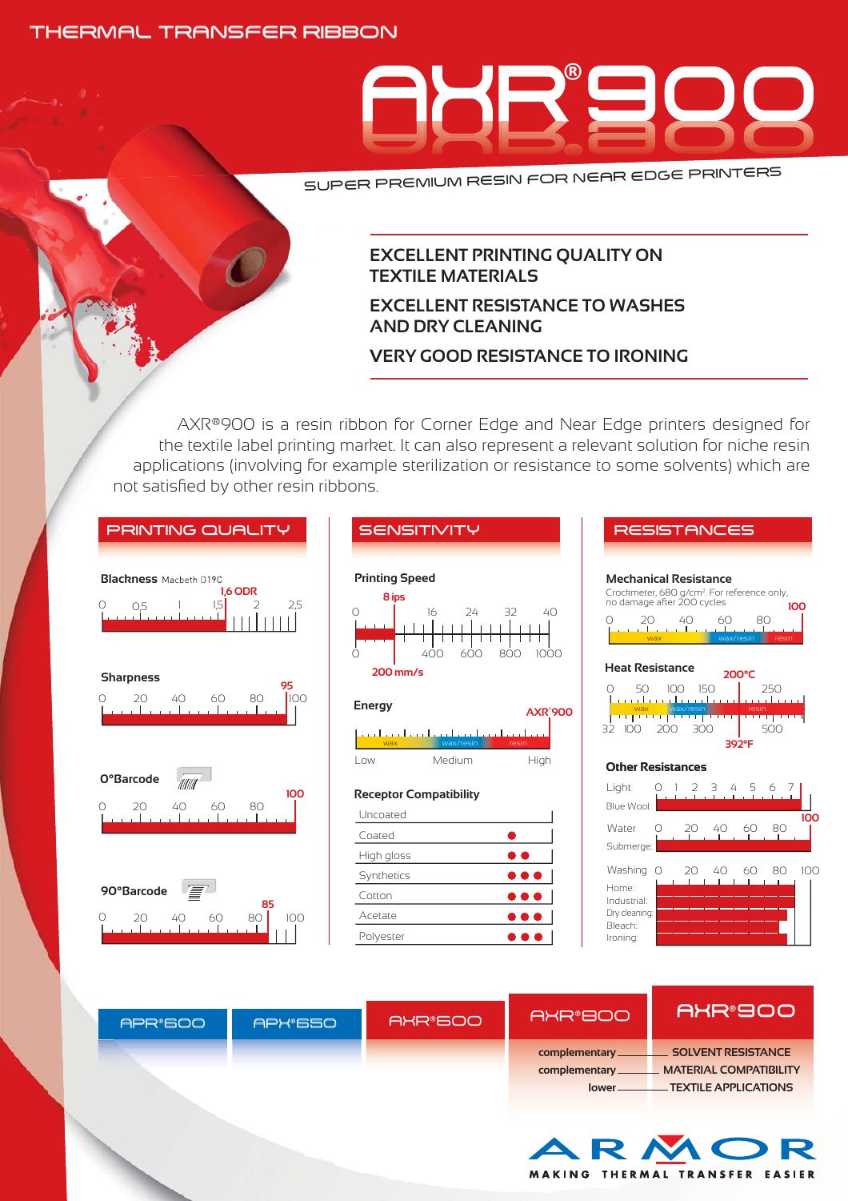THERMAL TRANSFER RIBBON

# AXR®900

SUPER PREMIUM RESIN FOR NEAR EDGE PRINTERS

**EXCELLENT PRINTING QUALITY ON TEXTILE MATERIALS**

**EXCELLENT RESISTANCE TO WASHES AND DRY CLEANING**

**VERY GOOD RESISTANCE TO IRONING**

AXR®900 is a resin ribbon for Corner Edge and Near Edge printers designed for the textile label printing market. It can also represent a relevant solution for niche resin applications (involving for example sterilization or resistance to some solvents) which are not satisfied by other resin ribbons.

## PRINTING QUALITY

**Blackness** Macbeth D19C

Scale: 0 – 0,5 – 1 – 1,5 – 2 – 2,5 — 1,6 ODR

**Sharpness**

Scale: 0 – 20 – 40 – 60 – 80 – 100 — 95

**0°Barcode**

Scale: 0 – 20 – 40 – 60 – 80 — 100

**90°Barcode**

Scale: 0 – 20 – 40 – 60 – 80 – 100 — 85

## SENSITIVITY

**Printing Speed**

Scale (ips): 0 – 16 – 24 – 32 – 40 — 8 ips

Scale (mm/s): 0 – 400 – 600 – 800 – 1000 — 200 mm/s

**Energy**

wax – wax/resin – resin

Low – Medium – High — AXR®900 (High)

**Receptor Compatibility**

| Receptor | Compatibility |
|---|---|
| Uncoated | |
| Coated | ● |
| High gloss | ●● |
| Synthetics | ●●● |
| Cotton | ●●● |
| Acetate | ●●● |
| Polyester | ●●● |

## RESISTANCES

**Mechanical Resistance**

Crockmeter, 680 g/cm². For reference only, no damage after 200 cycles

Scale: 0 – 20 – 40 – 60 – 80 (wax – wax/resin – resin) — 100

**Heat Resistance**

Scale (°C): 0 – 50 – 100 – 150 – 250 (wax – wax/resin – resin) — 200°C

Scale (°F): 32 – 100 – 200 – 300 – 500 — 392°F

**Other Resistances**

Light — Blue Wool: scale 0 – 1 – 2 – 3 – 4 – 5 – 6 – 7

Water — Submerge: scale 0 – 20 – 40 – 60 – 80 — 100

Washing — scale 0 – 20 – 40 – 60 – 80 – 100: Home, Industrial, Dry cleaning, Bleach, Ironing

| APR®600 | APX®650 | AXR®600 | AXR®800 | AXR®900 |
|---|---|---|---|---|
| | | | complementary | SOLVENT RESISTANCE |
| | | | complementary | MATERIAL COMPATIBILITY |
| | | | lower | TEXTILE APPLICATIONS |

ARMOR — MAKING THERMAL TRANSFER EASIER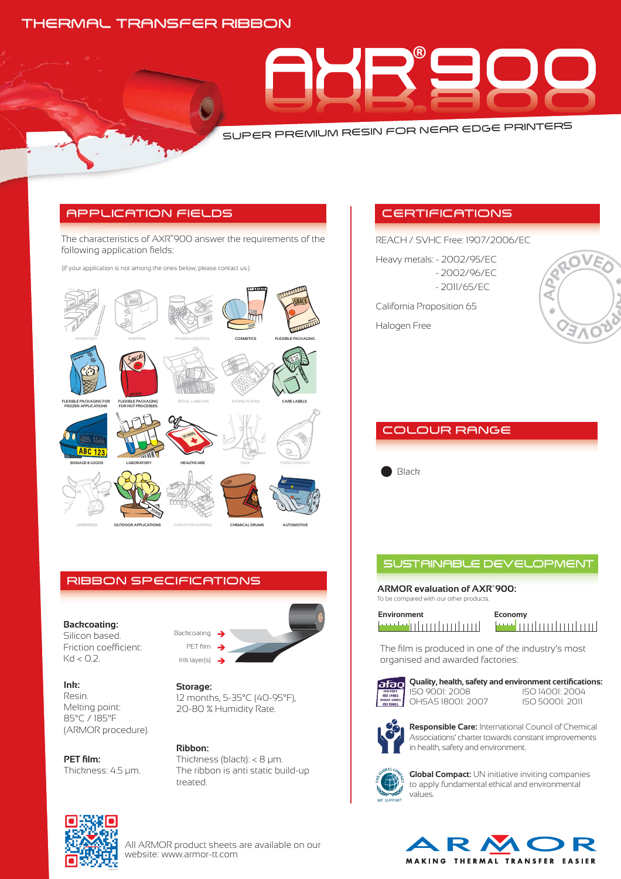# THERMAL TRANSFER RIBBON

# AXR®900

SUPER PREMIUM RESIN FOR NEAR EDGE PRINTERS

## APPLICATION FIELDS

The characteristics of AXR®900 answer the requirements of the following application fields:

(If your application is not among the ones below, please contact us.)

INVENTORY
SHIPPING
PHARMACEUTICAL
COSMETICS
FLEXIBLE PACKAGING
FLEXIBLE PACKAGING FOR FROZEN APPLICATIONS
FLEXIBLE PACKAGING FOR HOT PROCESSES
RETAIL LABELING
RATING PLATES
CARE LABELS
SIGNAGE & LOGOS
LABORATORY
HEALTHCARE
TAGS
FOOD CONTACT
LIVESTOCK
OUTDOOR APPLICATIONS
CONVEYOR SORTING
CHEMICAL DRUMS
AUTOMOTIVE

## CERTIFICATIONS

REACH / SVHC Free: 1907/2006/EC

Heavy metals: - 2002/95/EC
- 2002/96/EC
- 2011/65/EC

California Proposition 65

Halogen Free

APPROVED

## COLOUR RANGE

Black

## RIBBON SPECIFICATIONS

**Backcoating:**
Silicon based.
Friction coefficient:
Kd < 0.2.

Backcoating
PET film
Ink layer(s)

**Ink:**
Resin.
Melting point:
85°C / 185°F
(ARMOR procedure).

**Storage:**
12 months, 5-35°C (40-95°F),
20-80 % Humidity Rate.

**PET film:**
Thickness: 4.5 µm.

**Ribbon:**
Thickness (black): < 8 µm.
The ribbon is anti static build-up treated.

## SUSTAINABLE DEVELOPMENT

**ARMOR evaluation of AXR®900:**
To be compared with our other products.

Environment
Economy

The film is produced in one of the industry's most organised and awarded factories:

**Quality, health, safety and environment certifications:**
ISO 9001: 2008
OHSAS 18001: 2007
ISO 14001: 2004
ISO 50001: 2011

**Responsible Care:** International Council of Chemical Associations' charter towards constant improvements in health, safety and environment.

**Global Compact:** UN initiative inviting companies to apply fundamental ethical and environmental values.

All ARMOR product sheets are available on our website: www.armor-tt.com

ARMOR
MAKING THERMAL TRANSFER EASIER